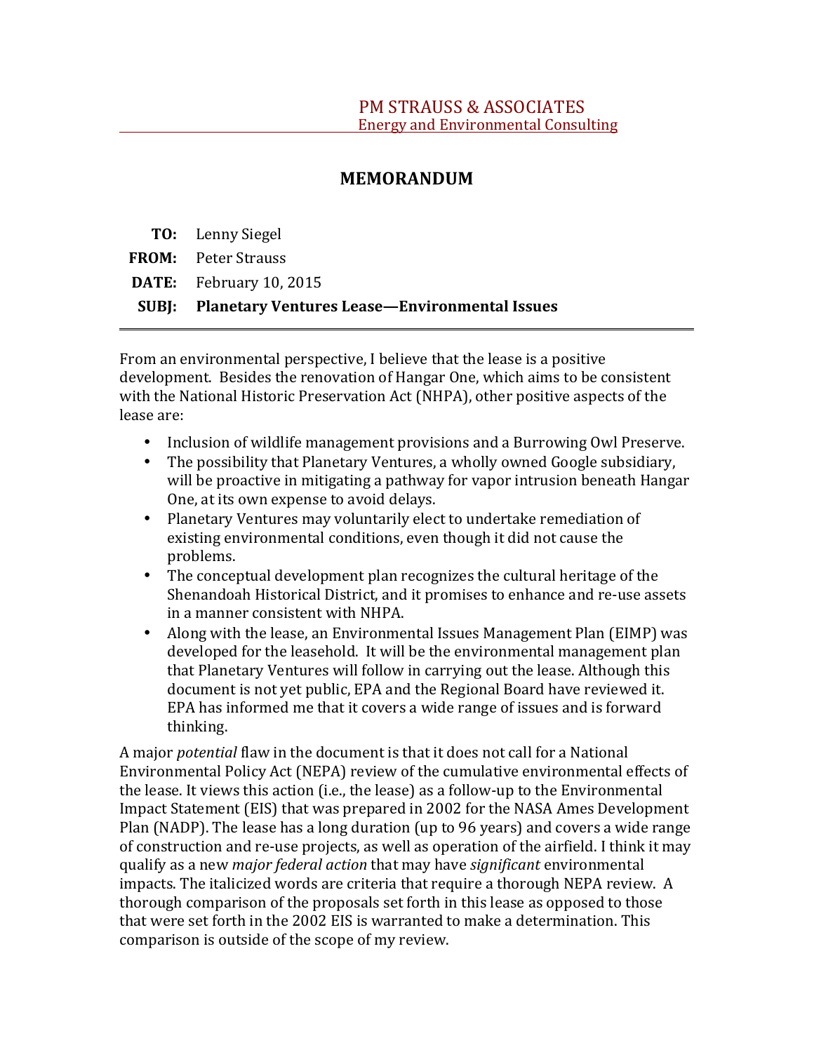PM STRAUSS & ASSOCIATES
Energy and Environmental Consulting

# MEMORANDUM

**TO:** Lenny Siegel

**FROM:** Peter Strauss

**DATE:** February 10, 2015

**SUBJ:** **Planetary Ventures Lease—Environmental Issues**

---

From an environmental perspective, I believe that the lease is a positive development. Besides the renovation of Hangar One, which aims to be consistent with the National Historic Preservation Act (NHPA), other positive aspects of the lease are:

- Inclusion of wildlife management provisions and a Burrowing Owl Preserve.
- The possibility that Planetary Ventures, a wholly owned Google subsidiary, will be proactive in mitigating a pathway for vapor intrusion beneath Hangar One, at its own expense to avoid delays.
- Planetary Ventures may voluntarily elect to undertake remediation of existing environmental conditions, even though it did not cause the problems.
- The conceptual development plan recognizes the cultural heritage of the Shenandoah Historical District, and it promises to enhance and re-use assets in a manner consistent with NHPA.
- Along with the lease, an Environmental Issues Management Plan (EIMP) was developed for the leasehold. It will be the environmental management plan that Planetary Ventures will follow in carrying out the lease. Although this document is not yet public, EPA and the Regional Board have reviewed it. EPA has informed me that it covers a wide range of issues and is forward thinking.

A major *potential* flaw in the document is that it does not call for a National Environmental Policy Act (NEPA) review of the cumulative environmental effects of the lease. It views this action (i.e., the lease) as a follow-up to the Environmental Impact Statement (EIS) that was prepared in 2002 for the NASA Ames Development Plan (NADP). The lease has a long duration (up to 96 years) and covers a wide range of construction and re-use projects, as well as operation of the airfield. I think it may qualify as a new *major federal action* that may have *significant* environmental impacts. The italicized words are criteria that require a thorough NEPA review. A thorough comparison of the proposals set forth in this lease as opposed to those that were set forth in the 2002 EIS is warranted to make a determination. This comparison is outside of the scope of my review.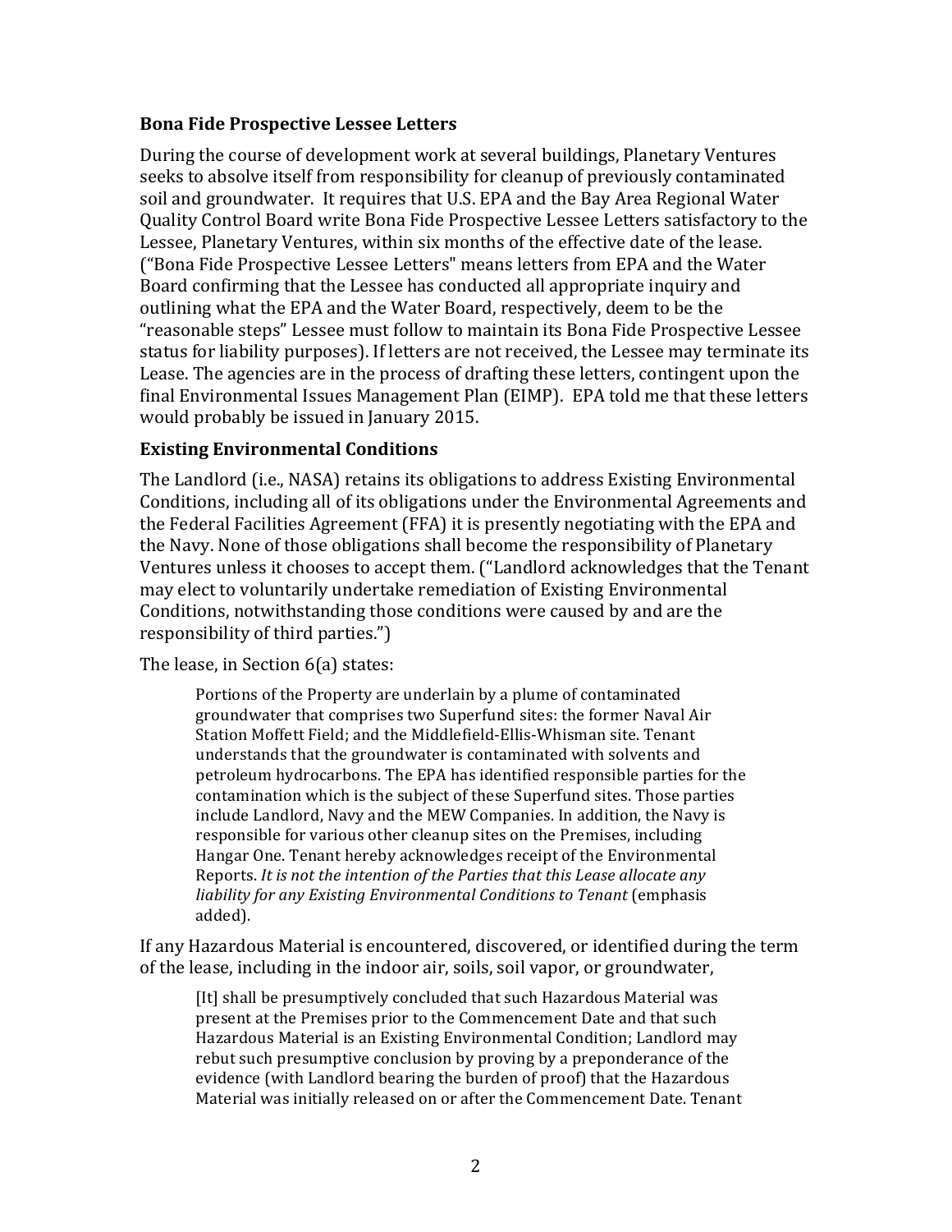**Bona Fide Prospective Lessee Letters**

During the course of development work at several buildings, Planetary Ventures seeks to absolve itself from responsibility for cleanup of previously contaminated soil and groundwater. It requires that U.S. EPA and the Bay Area Regional Water Quality Control Board write Bona Fide Prospective Lessee Letters satisfactory to the Lessee, Planetary Ventures, within six months of the effective date of the lease. ("Bona Fide Prospective Lessee Letters" means letters from EPA and the Water Board confirming that the Lessee has conducted all appropriate inquiry and outlining what the EPA and the Water Board, respectively, deem to be the "reasonable steps" Lessee must follow to maintain its Bona Fide Prospective Lessee status for liability purposes). If letters are not received, the Lessee may terminate its Lease. The agencies are in the process of drafting these letters, contingent upon the final Environmental Issues Management Plan (EIMP). EPA told me that these letters would probably be issued in January 2015.

**Existing Environmental Conditions**

The Landlord (i.e., NASA) retains its obligations to address Existing Environmental Conditions, including all of its obligations under the Environmental Agreements and the Federal Facilities Agreement (FFA) it is presently negotiating with the EPA and the Navy. None of those obligations shall become the responsibility of Planetary Ventures unless it chooses to accept them. ("Landlord acknowledges that the Tenant may elect to voluntarily undertake remediation of Existing Environmental Conditions, notwithstanding those conditions were caused by and are the responsibility of third parties.")

The lease, in Section 6(a) states:

> Portions of the Property are underlain by a plume of contaminated groundwater that comprises two Superfund sites: the former Naval Air Station Moffett Field; and the Middlefield-Ellis-Whisman site. Tenant understands that the groundwater is contaminated with solvents and petroleum hydrocarbons. The EPA has identified responsible parties for the contamination which is the subject of these Superfund sites. Those parties include Landlord, Navy and the MEW Companies. In addition, the Navy is responsible for various other cleanup sites on the Premises, including Hangar One. Tenant hereby acknowledges receipt of the Environmental Reports. *It is not the intention of the Parties that this Lease allocate any liability for any Existing Environmental Conditions to Tenant* (emphasis added).

If any Hazardous Material is encountered, discovered, or identified during the term of the lease, including in the indoor air, soils, soil vapor, or groundwater,

> [It] shall be presumptively concluded that such Hazardous Material was present at the Premises prior to the Commencement Date and that such Hazardous Material is an Existing Environmental Condition; Landlord may rebut such presumptive conclusion by proving by a preponderance of the evidence (with Landlord bearing the burden of proof) that the Hazardous Material was initially released on or after the Commencement Date. Tenant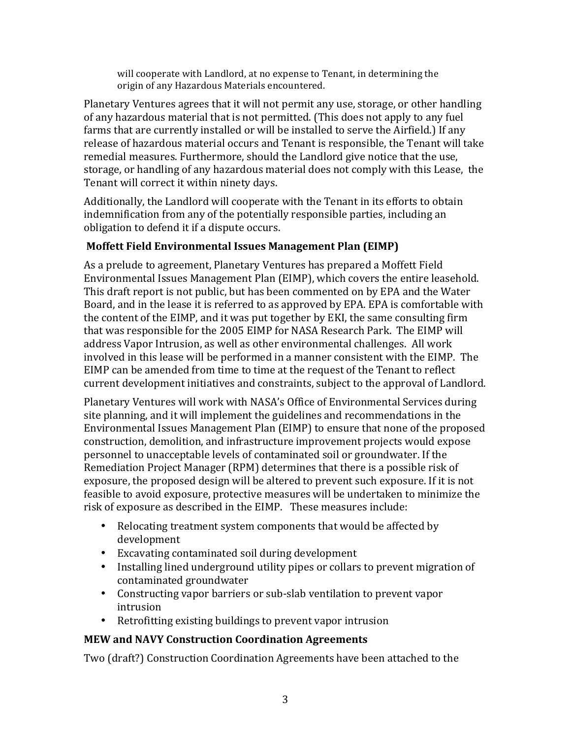> will cooperate with Landlord, at no expense to Tenant, in determining the origin of any Hazardous Materials encountered.

Planetary Ventures agrees that it will not permit any use, storage, or other handling of any hazardous material that is not permitted. (This does not apply to any fuel farms that are currently installed or will be installed to serve the Airfield.) If any release of hazardous material occurs and Tenant is responsible, the Tenant will take remedial measures. Furthermore, should the Landlord give notice that the use, storage, or handling of any hazardous material does not comply with this Lease, the Tenant will correct it within ninety days.

Additionally, the Landlord will cooperate with the Tenant in its efforts to obtain indemnification from any of the potentially responsible parties, including an obligation to defend it if a dispute occurs.

**Moffett Field Environmental Issues Management Plan (EIMP)**

As a prelude to agreement, Planetary Ventures has prepared a Moffett Field Environmental Issues Management Plan (EIMP), which covers the entire leasehold. This draft report is not public, but has been commented on by EPA and the Water Board, and in the lease it is referred to as approved by EPA. EPA is comfortable with the content of the EIMP, and it was put together by EKI, the same consulting firm that was responsible for the 2005 EIMP for NASA Research Park. The EIMP will address Vapor Intrusion, as well as other environmental challenges. All work involved in this lease will be performed in a manner consistent with the EIMP. The EIMP can be amended from time to time at the request of the Tenant to reflect current development initiatives and constraints, subject to the approval of Landlord.

Planetary Ventures will work with NASA's Office of Environmental Services during site planning, and it will implement the guidelines and recommendations in the Environmental Issues Management Plan (EIMP) to ensure that none of the proposed construction, demolition, and infrastructure improvement projects would expose personnel to unacceptable levels of contaminated soil or groundwater. If the Remediation Project Manager (RPM) determines that there is a possible risk of exposure, the proposed design will be altered to prevent such exposure. If it is not feasible to avoid exposure, protective measures will be undertaken to minimize the risk of exposure as described in the EIMP. These measures include:

- Relocating treatment system components that would be affected by development
- Excavating contaminated soil during development
- Installing lined underground utility pipes or collars to prevent migration of contaminated groundwater
- Constructing vapor barriers or sub-slab ventilation to prevent vapor intrusion
- Retrofitting existing buildings to prevent vapor intrusion

**MEW and NAVY Construction Coordination Agreements**

Two (draft?) Construction Coordination Agreements have been attached to the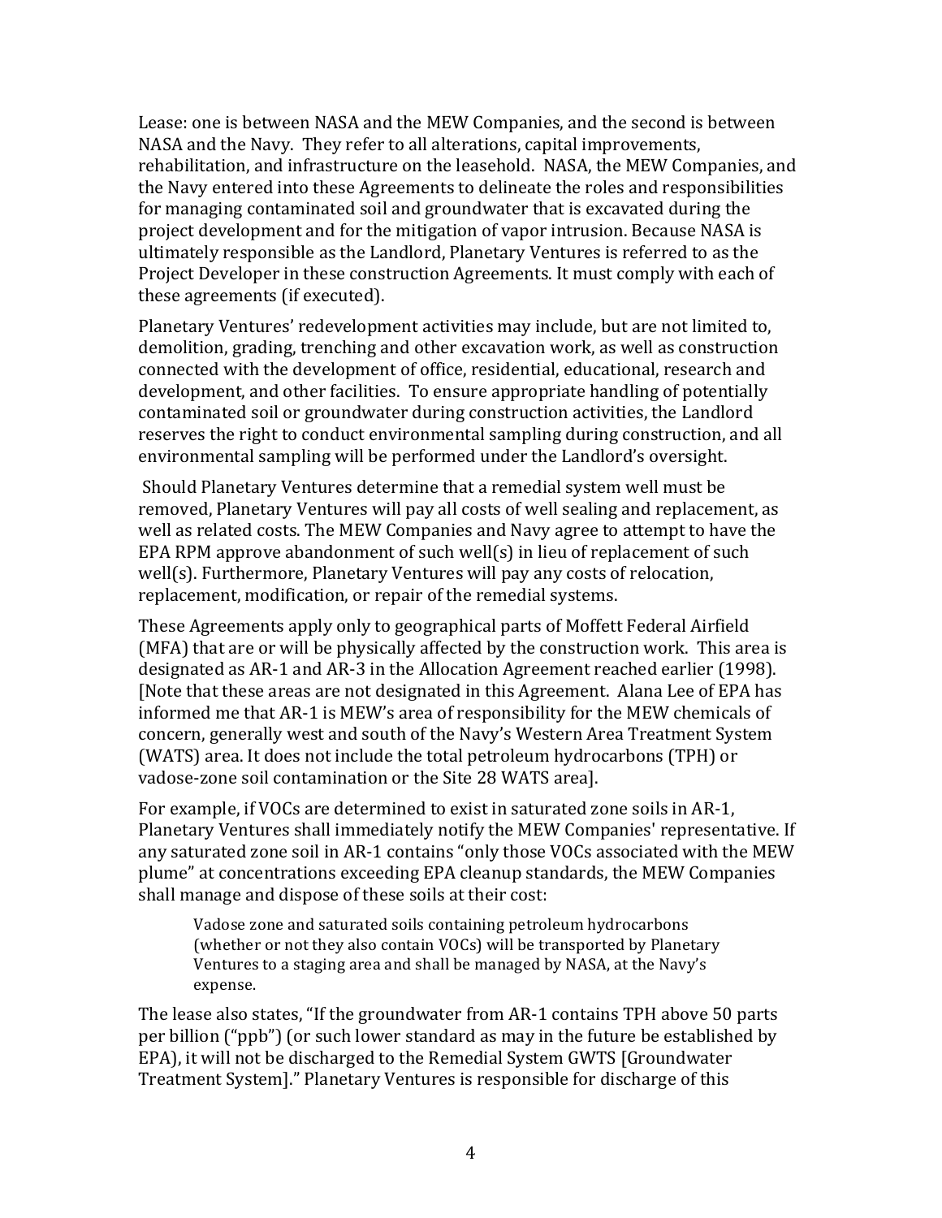Lease: one is between NASA and the MEW Companies, and the second is between NASA and the Navy. They refer to all alterations, capital improvements, rehabilitation, and infrastructure on the leasehold. NASA, the MEW Companies, and the Navy entered into these Agreements to delineate the roles and responsibilities for managing contaminated soil and groundwater that is excavated during the project development and for the mitigation of vapor intrusion. Because NASA is ultimately responsible as the Landlord, Planetary Ventures is referred to as the Project Developer in these construction Agreements. It must comply with each of these agreements (if executed).

Planetary Ventures' redevelopment activities may include, but are not limited to, demolition, grading, trenching and other excavation work, as well as construction connected with the development of office, residential, educational, research and development, and other facilities. To ensure appropriate handling of potentially contaminated soil or groundwater during construction activities, the Landlord reserves the right to conduct environmental sampling during construction, and all environmental sampling will be performed under the Landlord's oversight.

Should Planetary Ventures determine that a remedial system well must be removed, Planetary Ventures will pay all costs of well sealing and replacement, as well as related costs. The MEW Companies and Navy agree to attempt to have the EPA RPM approve abandonment of such well(s) in lieu of replacement of such well(s). Furthermore, Planetary Ventures will pay any costs of relocation, replacement, modification, or repair of the remedial systems.

These Agreements apply only to geographical parts of Moffett Federal Airfield (MFA) that are or will be physically affected by the construction work. This area is designated as AR-1 and AR-3 in the Allocation Agreement reached earlier (1998). [Note that these areas are not designated in this Agreement. Alana Lee of EPA has informed me that AR-1 is MEW's area of responsibility for the MEW chemicals of concern, generally west and south of the Navy's Western Area Treatment System (WATS) area. It does not include the total petroleum hydrocarbons (TPH) or vadose-zone soil contamination or the Site 28 WATS area].

For example, if VOCs are determined to exist in saturated zone soils in AR-1, Planetary Ventures shall immediately notify the MEW Companies' representative. If any saturated zone soil in AR-1 contains "only those VOCs associated with the MEW plume" at concentrations exceeding EPA cleanup standards, the MEW Companies shall manage and dispose of these soils at their cost:

> Vadose zone and saturated soils containing petroleum hydrocarbons (whether or not they also contain VOCs) will be transported by Planetary Ventures to a staging area and shall be managed by NASA, at the Navy's expense.

The lease also states, "If the groundwater from AR-1 contains TPH above 50 parts per billion ("ppb") (or such lower standard as may in the future be established by EPA), it will not be discharged to the Remedial System GWTS [Groundwater Treatment System]." Planetary Ventures is responsible for discharge of this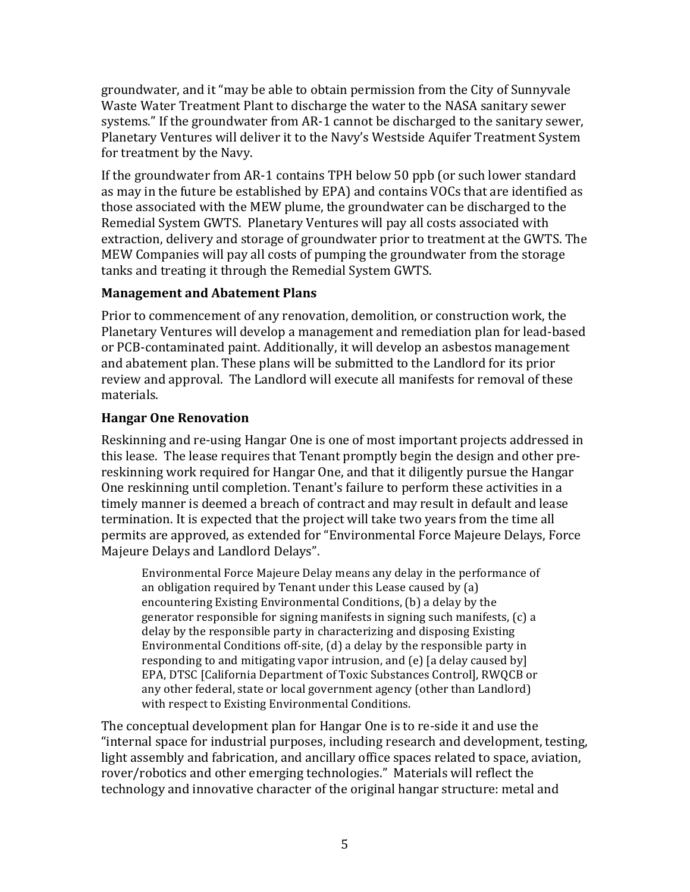groundwater, and it "may be able to obtain permission from the City of Sunnyvale Waste Water Treatment Plant to discharge the water to the NASA sanitary sewer systems." If the groundwater from AR-1 cannot be discharged to the sanitary sewer, Planetary Ventures will deliver it to the Navy's Westside Aquifer Treatment System for treatment by the Navy.

If the groundwater from AR-1 contains TPH below 50 ppb (or such lower standard as may in the future be established by EPA) and contains VOCs that are identified as those associated with the MEW plume, the groundwater can be discharged to the Remedial System GWTS. Planetary Ventures will pay all costs associated with extraction, delivery and storage of groundwater prior to treatment at the GWTS. The MEW Companies will pay all costs of pumping the groundwater from the storage tanks and treating it through the Remedial System GWTS.

**Management and Abatement Plans**

Prior to commencement of any renovation, demolition, or construction work, the Planetary Ventures will develop a management and remediation plan for lead-based or PCB-contaminated paint. Additionally, it will develop an asbestos management and abatement plan. These plans will be submitted to the Landlord for its prior review and approval. The Landlord will execute all manifests for removal of these materials.

**Hangar One Renovation**

Reskinning and re-using Hangar One is one of most important projects addressed in this lease. The lease requires that Tenant promptly begin the design and other pre-reskinning work required for Hangar One, and that it diligently pursue the Hangar One reskinning until completion. Tenant's failure to perform these activities in a timely manner is deemed a breach of contract and may result in default and lease termination. It is expected that the project will take two years from the time all permits are approved, as extended for "Environmental Force Majeure Delays, Force Majeure Delays and Landlord Delays".

> Environmental Force Majeure Delay means any delay in the performance of an obligation required by Tenant under this Lease caused by (a) encountering Existing Environmental Conditions, (b) a delay by the generator responsible for signing manifests in signing such manifests, (c) a delay by the responsible party in characterizing and disposing Existing Environmental Conditions off-site, (d) a delay by the responsible party in responding to and mitigating vapor intrusion, and (e) [a delay caused by] EPA, DTSC [California Department of Toxic Substances Control], RWQCB or any other federal, state or local government agency (other than Landlord) with respect to Existing Environmental Conditions.

The conceptual development plan for Hangar One is to re-side it and use the "internal space for industrial purposes, including research and development, testing, light assembly and fabrication, and ancillary office spaces related to space, aviation, rover/robotics and other emerging technologies." Materials will reflect the technology and innovative character of the original hangar structure: metal and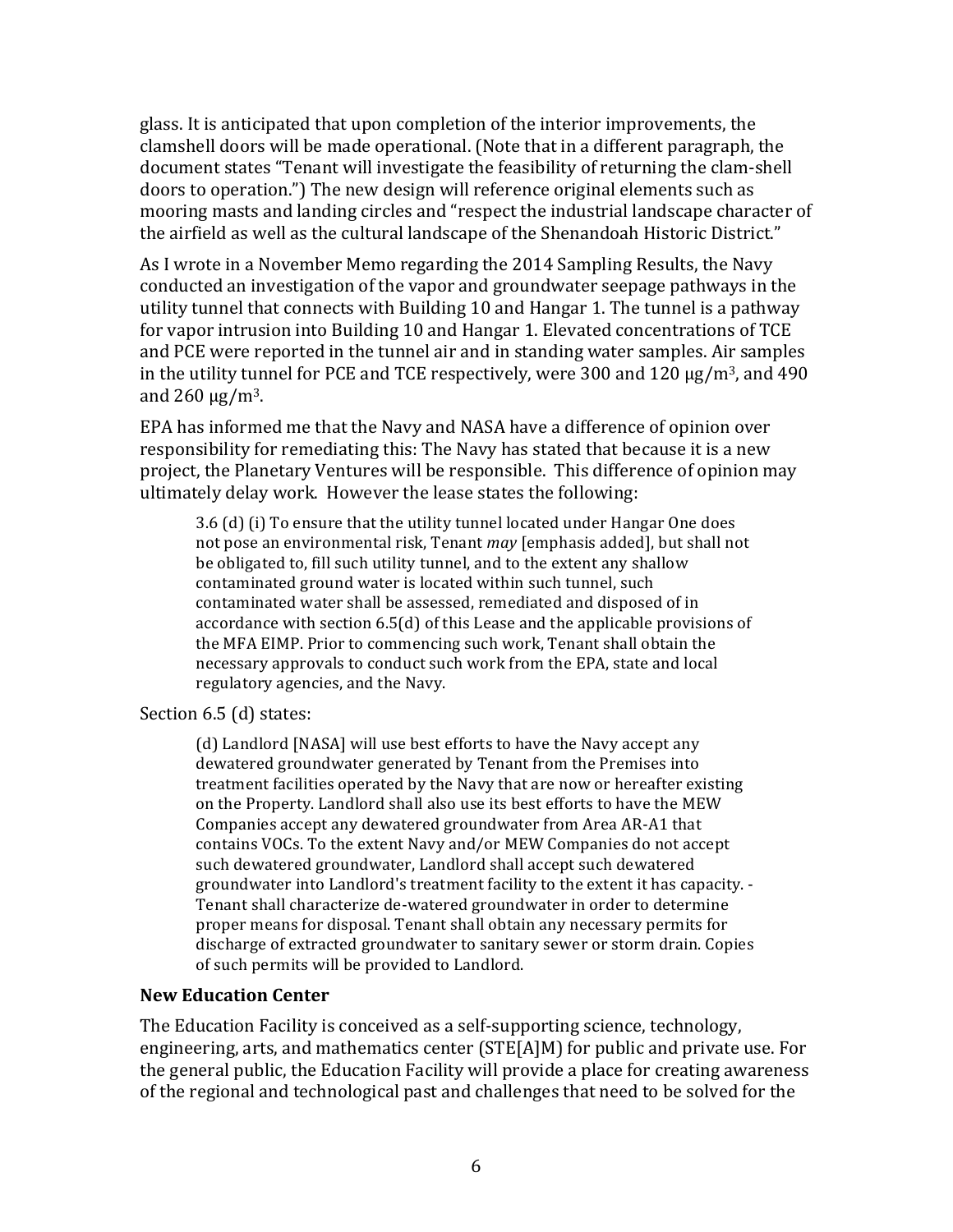glass. It is anticipated that upon completion of the interior improvements, the clamshell doors will be made operational. (Note that in a different paragraph, the document states "Tenant will investigate the feasibility of returning the clam-shell doors to operation.") The new design will reference original elements such as mooring masts and landing circles and "respect the industrial landscape character of the airfield as well as the cultural landscape of the Shenandoah Historic District."

As I wrote in a November Memo regarding the 2014 Sampling Results, the Navy conducted an investigation of the vapor and groundwater seepage pathways in the utility tunnel that connects with Building 10 and Hangar 1. The tunnel is a pathway for vapor intrusion into Building 10 and Hangar 1. Elevated concentrations of TCE and PCE were reported in the tunnel air and in standing water samples. Air samples in the utility tunnel for PCE and TCE respectively, were 300 and 120 $\mu g/m^3$, and 490 and 260 $\mu g/m^3$.

EPA has informed me that the Navy and NASA have a difference of opinion over responsibility for remediating this: The Navy has stated that because it is a new project, the Planetary Ventures will be responsible. This difference of opinion may ultimately delay work. However the lease states the following:

> 3.6 (d) (i) To ensure that the utility tunnel located under Hangar One does not pose an environmental risk, Tenant *may* [emphasis added], but shall not be obligated to, fill such utility tunnel, and to the extent any shallow contaminated ground water is located within such tunnel, such contaminated water shall be assessed, remediated and disposed of in accordance with section 6.5(d) of this Lease and the applicable provisions of the MFA EIMP. Prior to commencing such work, Tenant shall obtain the necessary approvals to conduct such work from the EPA, state and local regulatory agencies, and the Navy.

Section 6.5 (d) states:

> (d) Landlord [NASA] will use best efforts to have the Navy accept any dewatered groundwater generated by Tenant from the Premises into treatment facilities operated by the Navy that are now or hereafter existing on the Property. Landlord shall also use its best efforts to have the MEW Companies accept any dewatered groundwater from Area AR-A1 that contains VOCs. To the extent Navy and/or MEW Companies do not accept such dewatered groundwater, Landlord shall accept such dewatered groundwater into Landlord's treatment facility to the extent it has capacity. - Tenant shall characterize de-watered groundwater in order to determine proper means for disposal. Tenant shall obtain any necessary permits for discharge of extracted groundwater to sanitary sewer or storm drain. Copies of such permits will be provided to Landlord.

**New Education Center**

The Education Facility is conceived as a self-supporting science, technology, engineering, arts, and mathematics center (STE[A]M) for public and private use. For the general public, the Education Facility will provide a place for creating awareness of the regional and technological past and challenges that need to be solved for the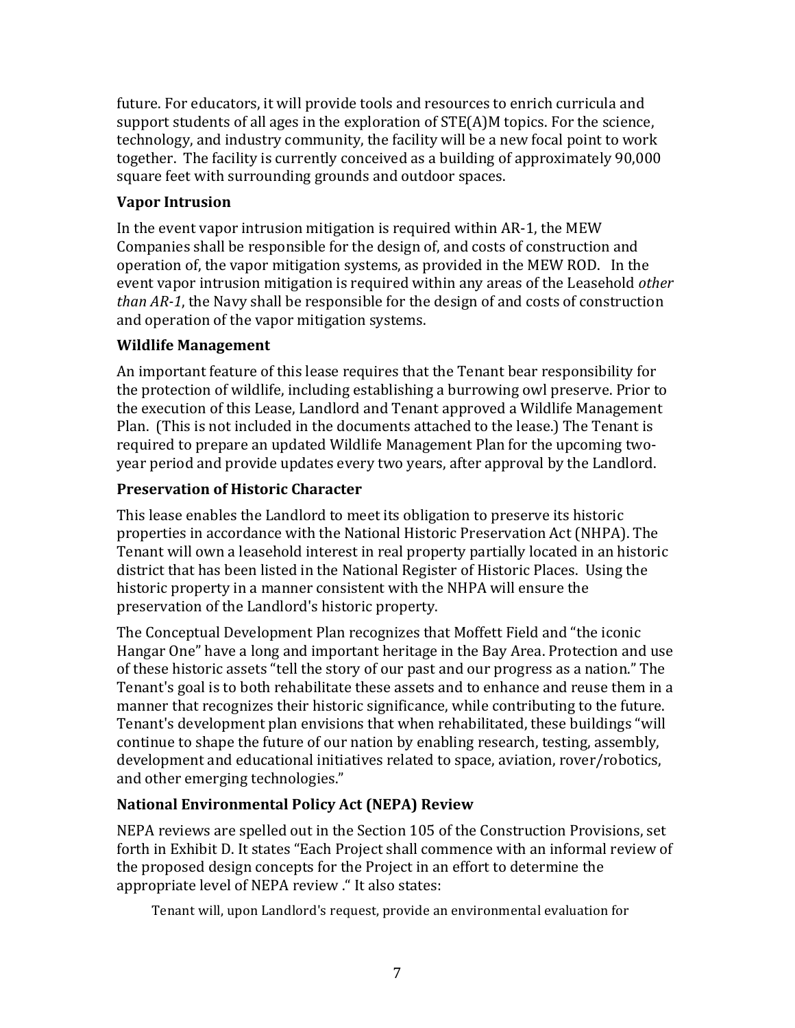future. For educators, it will provide tools and resources to enrich curricula and support students of all ages in the exploration of STE(A)M topics. For the science, technology, and industry community, the facility will be a new focal point to work together. The facility is currently conceived as a building of approximately 90,000 square feet with surrounding grounds and outdoor spaces.

### Vapor Intrusion

In the event vapor intrusion mitigation is required within AR-1, the MEW Companies shall be responsible for the design of, and costs of construction and operation of, the vapor mitigation systems, as provided in the MEW ROD. In the event vapor intrusion mitigation is required within any areas of the Leasehold *other than AR-1*, the Navy shall be responsible for the design of and costs of construction and operation of the vapor mitigation systems.

### Wildlife Management

An important feature of this lease requires that the Tenant bear responsibility for the protection of wildlife, including establishing a burrowing owl preserve. Prior to the execution of this Lease, Landlord and Tenant approved a Wildlife Management Plan. (This is not included in the documents attached to the lease.) The Tenant is required to prepare an updated Wildlife Management Plan for the upcoming two-year period and provide updates every two years, after approval by the Landlord.

### Preservation of Historic Character

This lease enables the Landlord to meet its obligation to preserve its historic properties in accordance with the National Historic Preservation Act (NHPA). The Tenant will own a leasehold interest in real property partially located in an historic district that has been listed in the National Register of Historic Places. Using the historic property in a manner consistent with the NHPA will ensure the preservation of the Landlord's historic property.

The Conceptual Development Plan recognizes that Moffett Field and "the iconic Hangar One" have a long and important heritage in the Bay Area. Protection and use of these historic assets "tell the story of our past and our progress as a nation." The Tenant's goal is to both rehabilitate these assets and to enhance and reuse them in a manner that recognizes their historic significance, while contributing to the future. Tenant's development plan envisions that when rehabilitated, these buildings "will continue to shape the future of our nation by enabling research, testing, assembly, development and educational initiatives related to space, aviation, rover/robotics, and other emerging technologies."

### National Environmental Policy Act (NEPA) Review

NEPA reviews are spelled out in the Section 105 of the Construction Provisions, set forth in Exhibit D. It states "Each Project shall commence with an informal review of the proposed design concepts for the Project in an effort to determine the appropriate level of NEPA review ." It also states:

> Tenant will, upon Landlord's request, provide an environmental evaluation for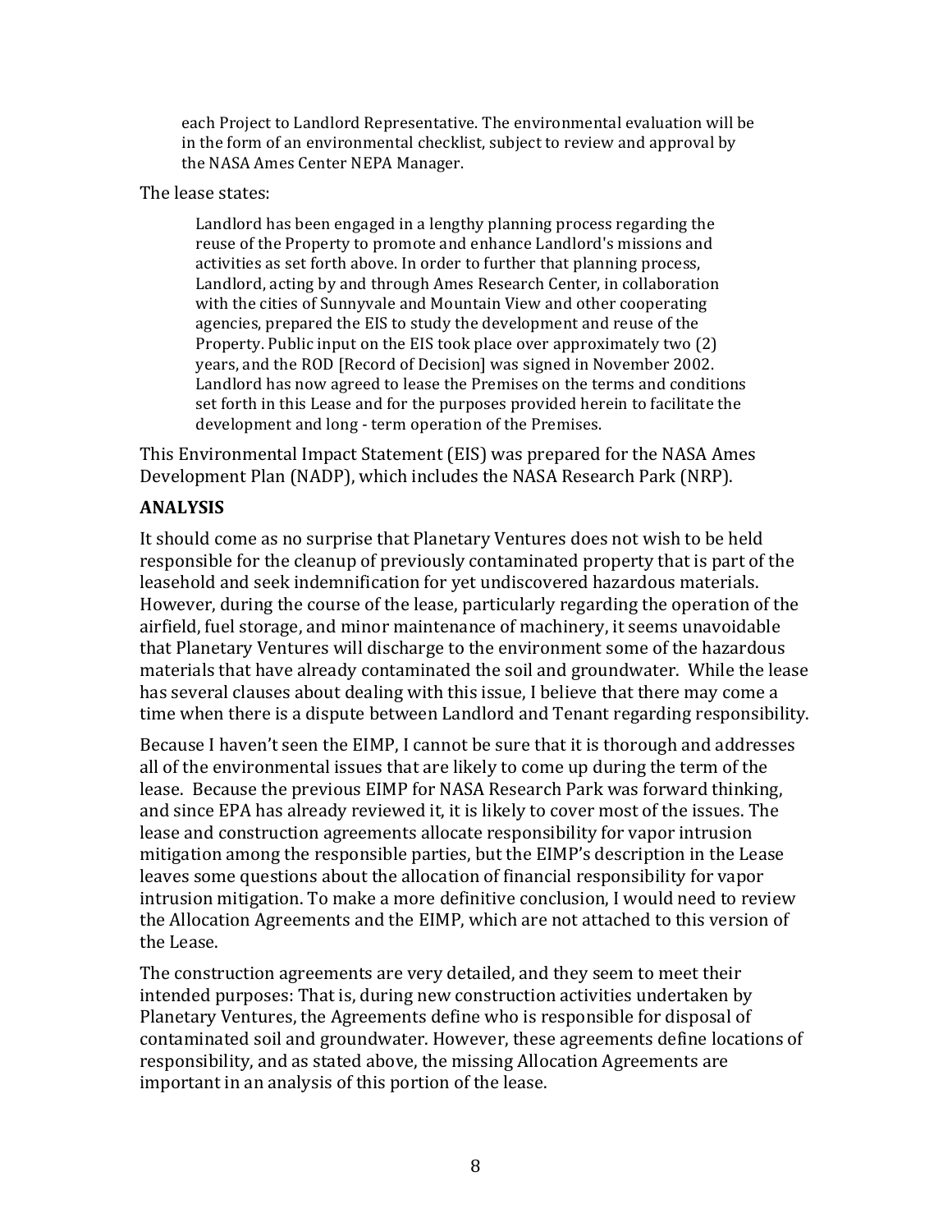> each Project to Landlord Representative. The environmental evaluation will be in the form of an environmental checklist, subject to review and approval by the NASA Ames Center NEPA Manager.

The lease states:

> Landlord has been engaged in a lengthy planning process regarding the reuse of the Property to promote and enhance Landlord's missions and activities as set forth above. In order to further that planning process, Landlord, acting by and through Ames Research Center, in collaboration with the cities of Sunnyvale and Mountain View and other cooperating agencies, prepared the EIS to study the development and reuse of the Property. Public input on the EIS took place over approximately two (2) years, and the ROD [Record of Decision] was signed in November 2002. Landlord has now agreed to lease the Premises on the terms and conditions set forth in this Lease and for the purposes provided herein to facilitate the development and long - term operation of the Premises.

This Environmental Impact Statement (EIS) was prepared for the NASA Ames Development Plan (NADP), which includes the NASA Research Park (NRP).

## ANALYSIS

It should come as no surprise that Planetary Ventures does not wish to be held responsible for the cleanup of previously contaminated property that is part of the leasehold and seek indemnification for yet undiscovered hazardous materials. However, during the course of the lease, particularly regarding the operation of the airfield, fuel storage, and minor maintenance of machinery, it seems unavoidable that Planetary Ventures will discharge to the environment some of the hazardous materials that have already contaminated the soil and groundwater. While the lease has several clauses about dealing with this issue, I believe that there may come a time when there is a dispute between Landlord and Tenant regarding responsibility.

Because I haven't seen the EIMP, I cannot be sure that it is thorough and addresses all of the environmental issues that are likely to come up during the term of the lease. Because the previous EIMP for NASA Research Park was forward thinking, and since EPA has already reviewed it, it is likely to cover most of the issues. The lease and construction agreements allocate responsibility for vapor intrusion mitigation among the responsible parties, but the EIMP's description in the Lease leaves some questions about the allocation of financial responsibility for vapor intrusion mitigation. To make a more definitive conclusion, I would need to review the Allocation Agreements and the EIMP, which are not attached to this version of the Lease.

The construction agreements are very detailed, and they seem to meet their intended purposes: That is, during new construction activities undertaken by Planetary Ventures, the Agreements define who is responsible for disposal of contaminated soil and groundwater. However, these agreements define locations of responsibility, and as stated above, the missing Allocation Agreements are important in an analysis of this portion of the lease.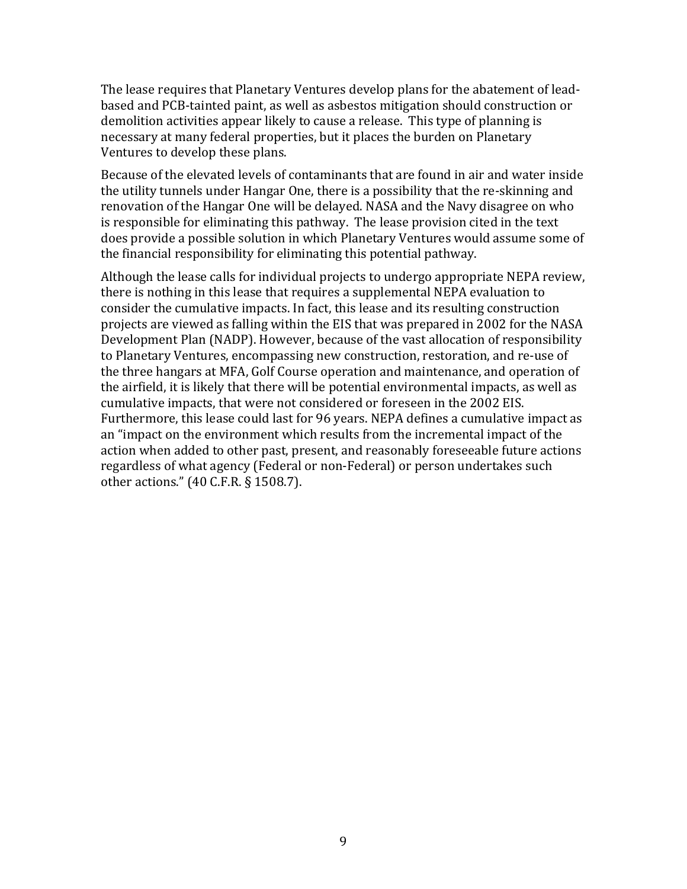The lease requires that Planetary Ventures develop plans for the abatement of lead-based and PCB-tainted paint, as well as asbestos mitigation should construction or demolition activities appear likely to cause a release. This type of planning is necessary at many federal properties, but it places the burden on Planetary Ventures to develop these plans.

Because of the elevated levels of contaminants that are found in air and water inside the utility tunnels under Hangar One, there is a possibility that the re-skinning and renovation of the Hangar One will be delayed. NASA and the Navy disagree on who is responsible for eliminating this pathway. The lease provision cited in the text does provide a possible solution in which Planetary Ventures would assume some of the financial responsibility for eliminating this potential pathway.

Although the lease calls for individual projects to undergo appropriate NEPA review, there is nothing in this lease that requires a supplemental NEPA evaluation to consider the cumulative impacts. In fact, this lease and its resulting construction projects are viewed as falling within the EIS that was prepared in 2002 for the NASA Development Plan (NADP). However, because of the vast allocation of responsibility to Planetary Ventures, encompassing new construction, restoration, and re-use of the three hangars at MFA, Golf Course operation and maintenance, and operation of the airfield, it is likely that there will be potential environmental impacts, as well as cumulative impacts, that were not considered or foreseen in the 2002 EIS. Furthermore, this lease could last for 96 years. NEPA defines a cumulative impact as an "impact on the environment which results from the incremental impact of the action when added to other past, present, and reasonably foreseeable future actions regardless of what agency (Federal or non-Federal) or person undertakes such other actions." (40 C.F.R. § 1508.7).